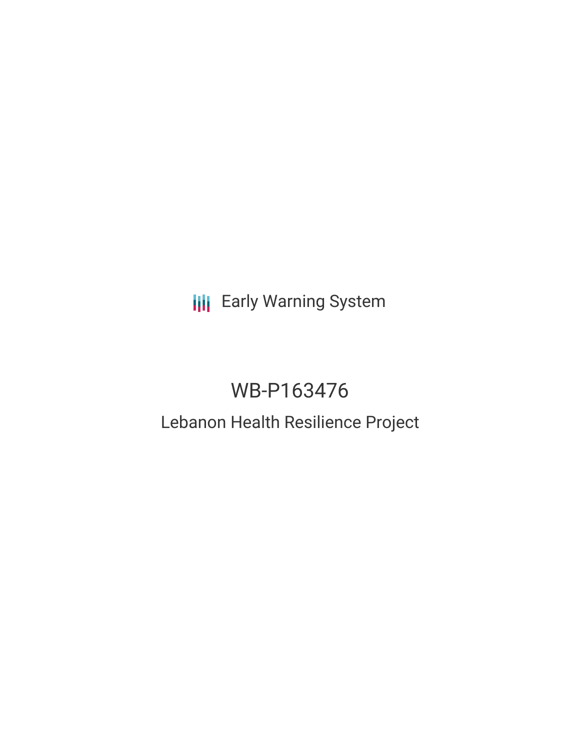Early Warning System

# WB-P163476

## Lebanon Health Resilience Project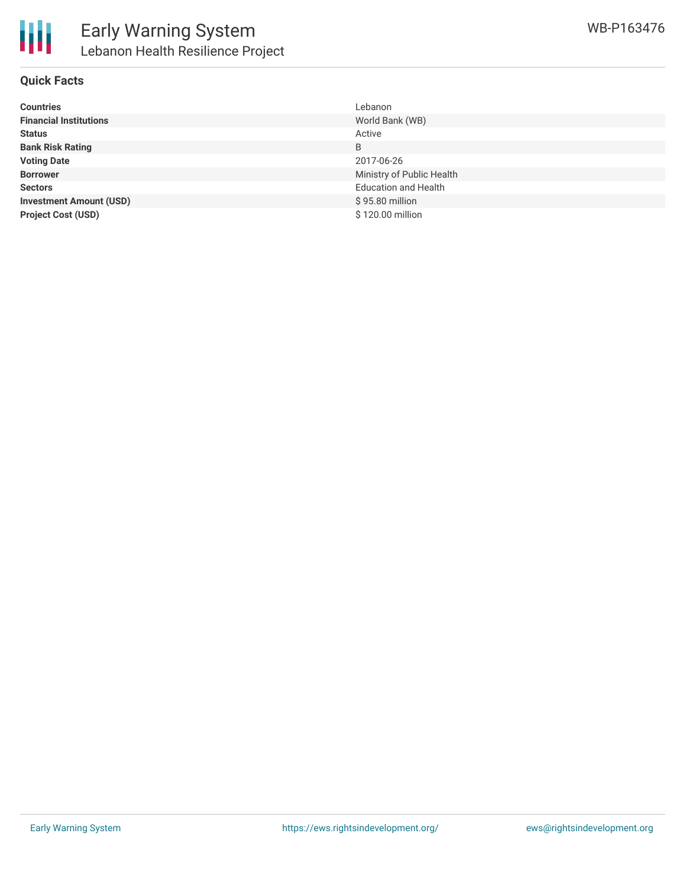# Early Warning System

## Lebanon Health Resilience Project

WB-P163476

### Quick Facts

| | |
|---|---|
| **Countries** | Lebanon |
| **Financial Institutions** | World Bank (WB) |
| **Status** | Active |
| **Bank Risk Rating** | B |
| **Voting Date** | 2017-06-26 |
| **Borrower** | Ministry of Public Health |
| **Sectors** | Education and Health |
| **Investment Amount (USD)** | $ 95.80 million |
| **Project Cost (USD)** | $ 120.00 million |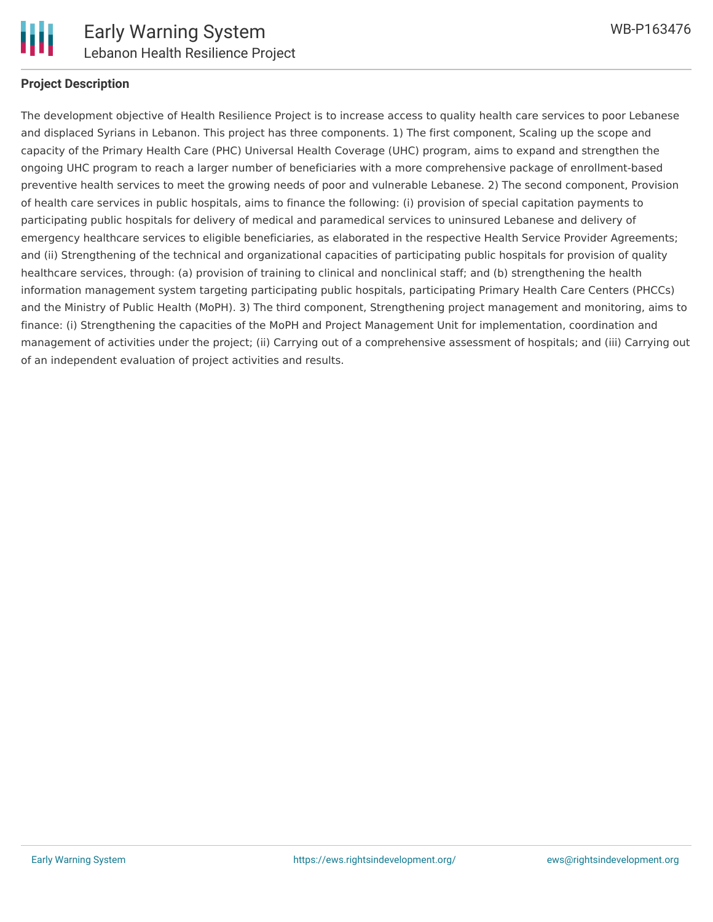## Project Description

The development objective of Health Resilience Project is to increase access to quality health care services to poor Lebanese and displaced Syrians in Lebanon. This project has three components. 1) The first component, Scaling up the scope and capacity of the Primary Health Care (PHC) Universal Health Coverage (UHC) program, aims to expand and strengthen the ongoing UHC program to reach a larger number of beneficiaries with a more comprehensive package of enrollment-based preventive health services to meet the growing needs of poor and vulnerable Lebanese. 2) The second component, Provision of health care services in public hospitals, aims to finance the following: (i) provision of special capitation payments to participating public hospitals for delivery of medical and paramedical services to uninsured Lebanese and delivery of emergency healthcare services to eligible beneficiaries, as elaborated in the respective Health Service Provider Agreements; and (ii) Strengthening of the technical and organizational capacities of participating public hospitals for provision of quality healthcare services, through: (a) provision of training to clinical and nonclinical staff; and (b) strengthening the health information management system targeting participating public hospitals, participating Primary Health Care Centers (PHCCs) and the Ministry of Public Health (MoPH). 3) The third component, Strengthening project management and monitoring, aims to finance: (i) Strengthening the capacities of the MoPH and Project Management Unit for implementation, coordination and management of activities under the project; (ii) Carrying out of a comprehensive assessment of hospitals; and (iii) Carrying out of an independent evaluation of project activities and results.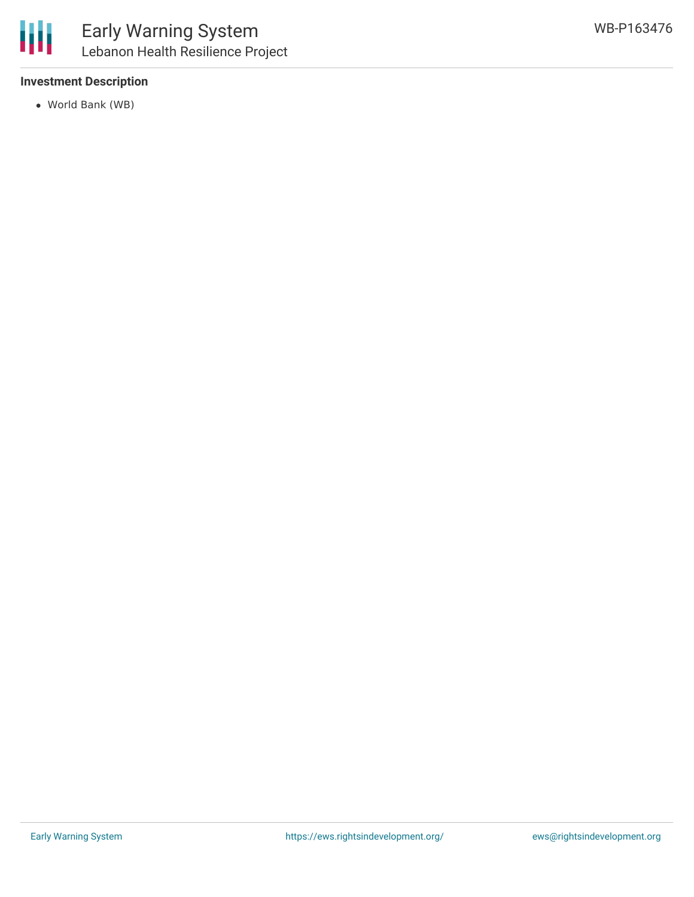**Investment Description**

- World Bank (WB)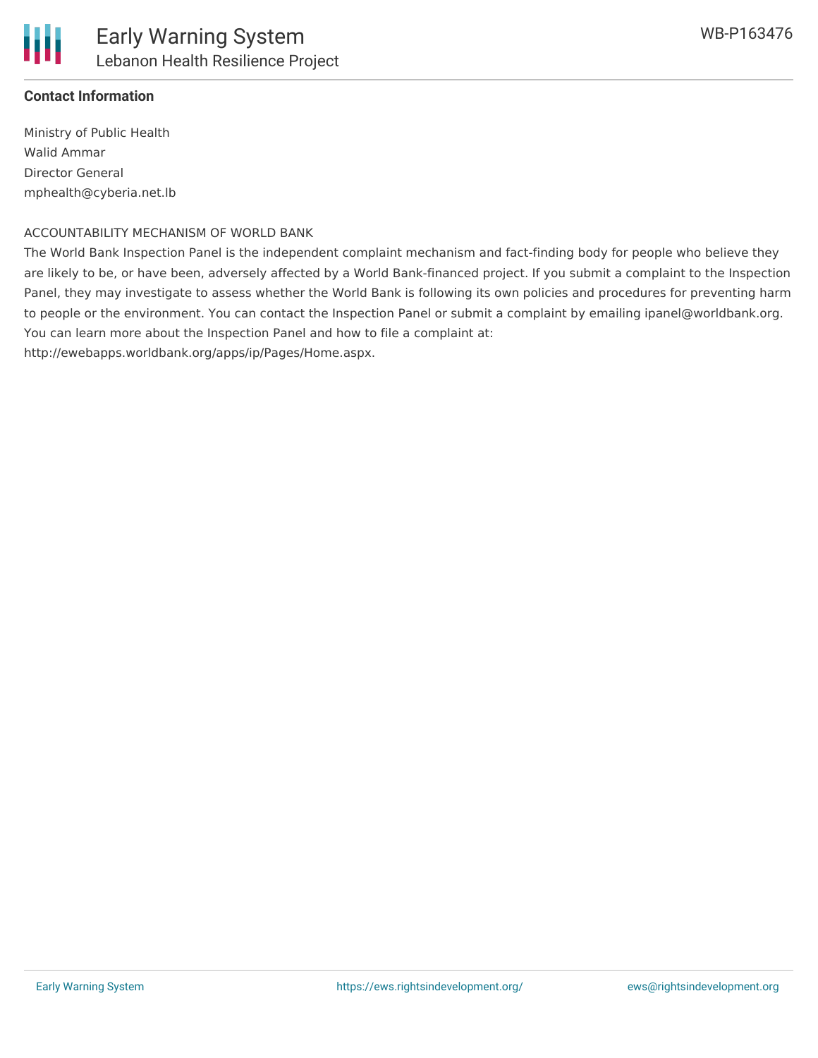**Contact Information**

Ministry of Public Health
Walid Ammar
Director General
mphealth@cyberia.net.lb

ACCOUNTABILITY MECHANISM OF WORLD BANK

The World Bank Inspection Panel is the independent complaint mechanism and fact-finding body for people who believe they are likely to be, or have been, adversely affected by a World Bank-financed project. If you submit a complaint to the Inspection Panel, they may investigate to assess whether the World Bank is following its own policies and procedures for preventing harm to people or the environment. You can contact the Inspection Panel or submit a complaint by emailing ipanel@worldbank.org. You can learn more about the Inspection Panel and how to file a complaint at: http://ewebapps.worldbank.org/apps/ip/Pages/Home.aspx.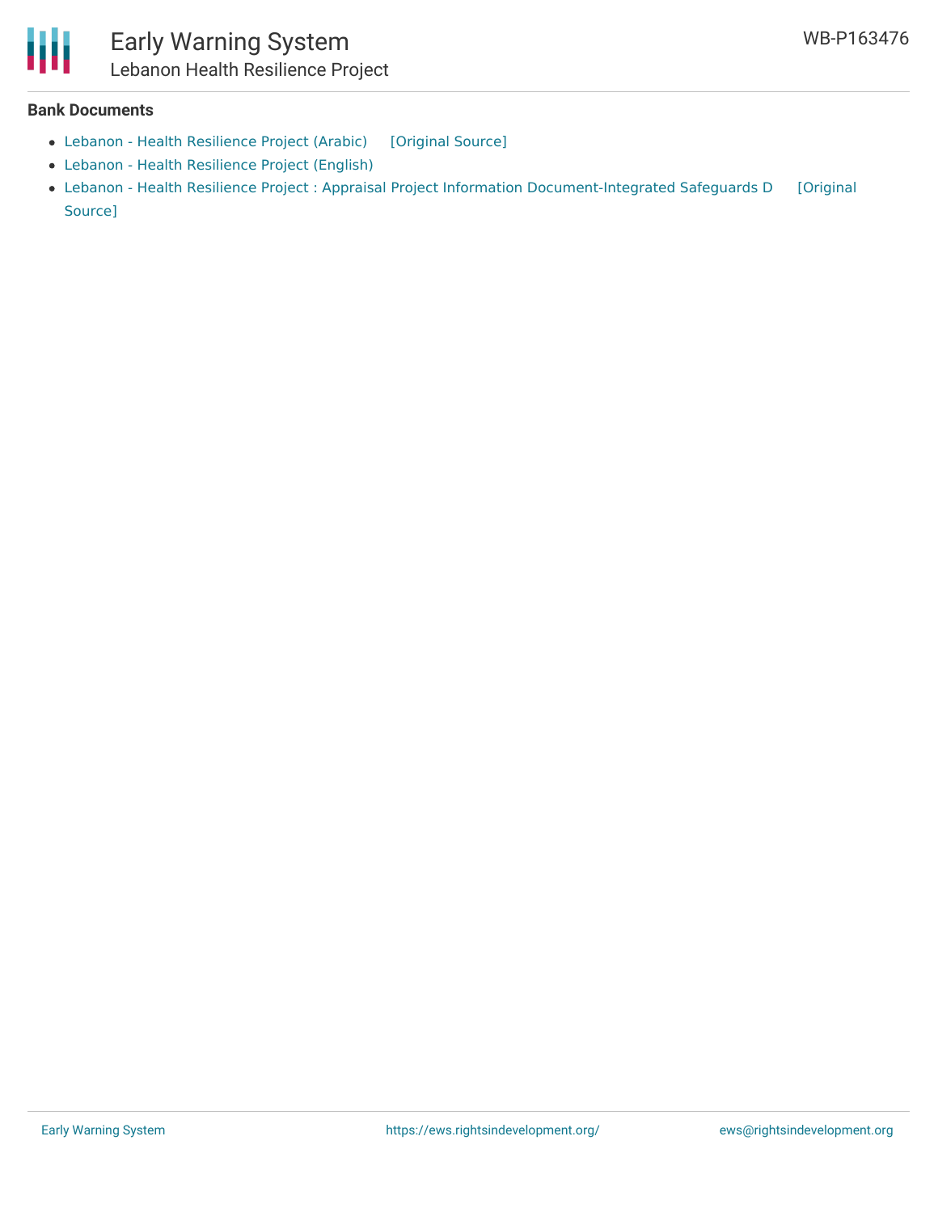**Bank Documents**

- Lebanon - Health Resilience Project (Arabic) [Original Source]
- Lebanon - Health Resilience Project (English)
- Lebanon - Health Resilience Project : Appraisal Project Information Document-Integrated Safeguards D [Original Source]